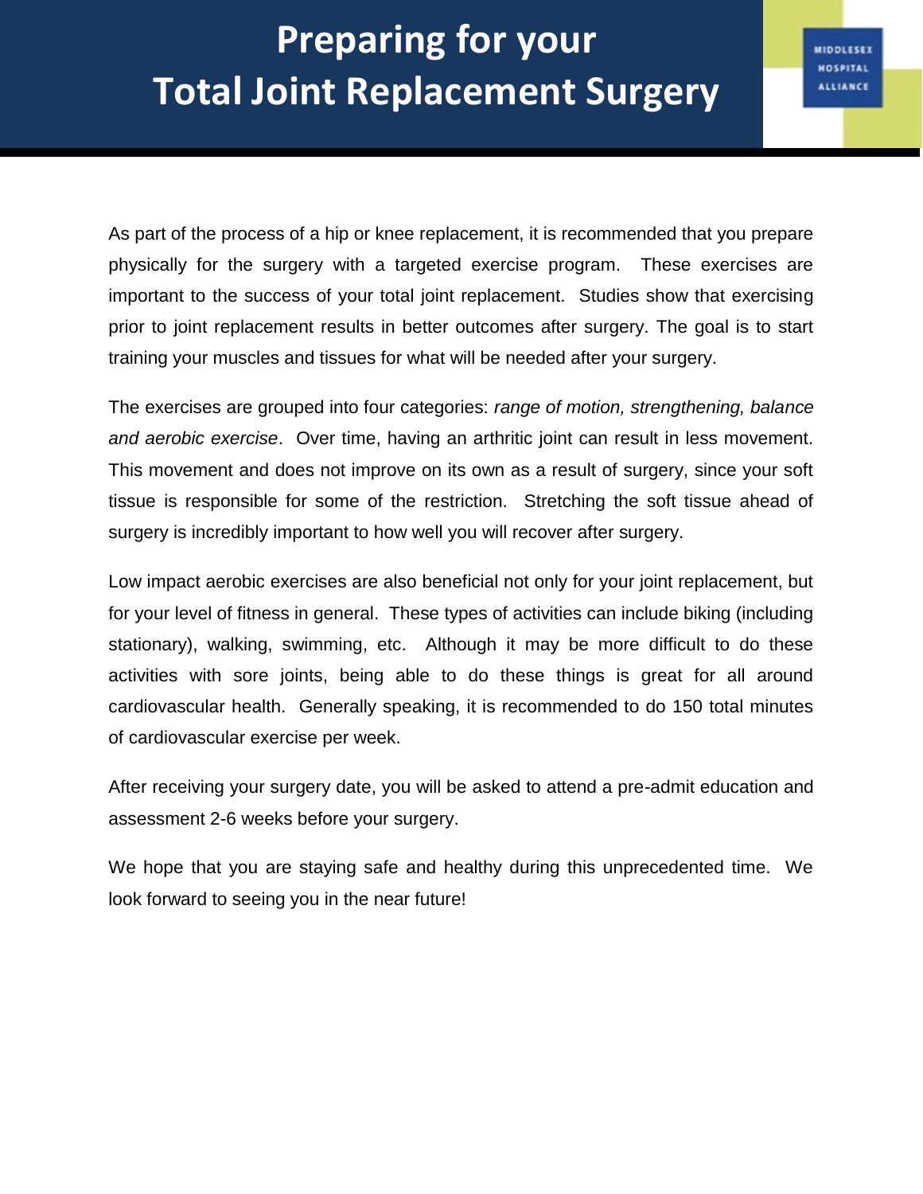# Preparing for your Total Joint Replacement Surgery

MIDDLESEX HOSPITAL ALLIANCE

As part of the process of a hip or knee replacement, it is recommended that you prepare physically for the surgery with a targeted exercise program. These exercises are important to the success of your total joint replacement. Studies show that exercising prior to joint replacement results in better outcomes after surgery. The goal is to start training your muscles and tissues for what will be needed after your surgery.

The exercises are grouped into four categories: *range of motion, strengthening, balance and aerobic exercise*. Over time, having an arthritic joint can result in less movement. This movement and does not improve on its own as a result of surgery, since your soft tissue is responsible for some of the restriction. Stretching the soft tissue ahead of surgery is incredibly important to how well you will recover after surgery.

Low impact aerobic exercises are also beneficial not only for your joint replacement, but for your level of fitness in general. These types of activities can include biking (including stationary), walking, swimming, etc. Although it may be more difficult to do these activities with sore joints, being able to do these things is great for all around cardiovascular health. Generally speaking, it is recommended to do 150 total minutes of cardiovascular exercise per week.

After receiving your surgery date, you will be asked to attend a pre-admit education and assessment 2-6 weeks before your surgery.

We hope that you are staying safe and healthy during this unprecedented time. We look forward to seeing you in the near future!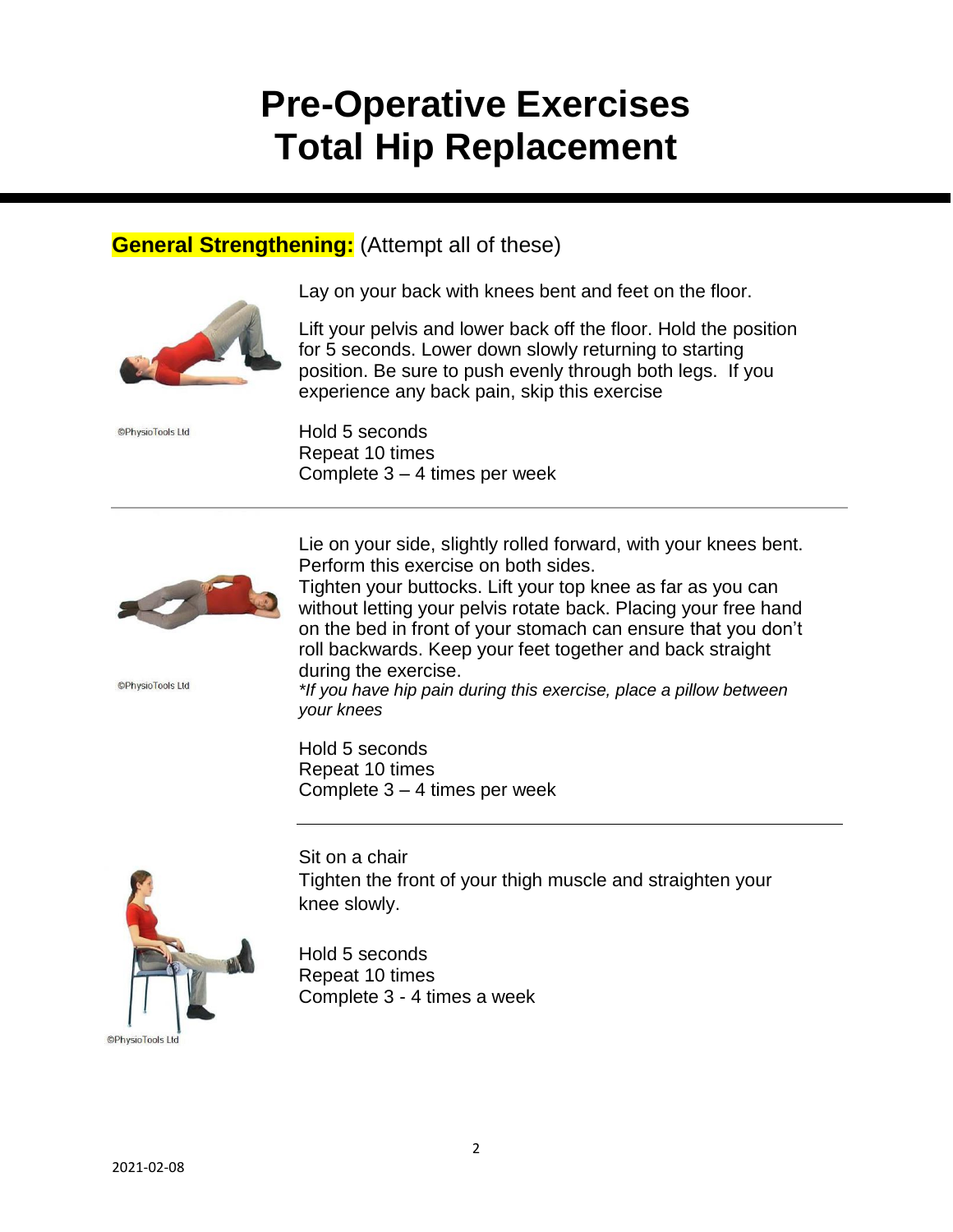# Pre-Operative Exercises
# Total Hip Replacement

## General Strengthening: (Attempt all of these)

©PhysioTools Ltd

Lay on your back with knees bent and feet on the floor.

Lift your pelvis and lower back off the floor. Hold the position for 5 seconds. Lower down slowly returning to starting position. Be sure to push evenly through both legs. If you experience any back pain, skip this exercise

Hold 5 seconds
Repeat 10 times
Complete 3 – 4 times per week

---

©PhysioTools Ltd

Lie on your side, slightly rolled forward, with your knees bent. Perform this exercise on both sides.
Tighten your buttocks. Lift your top knee as far as you can without letting your pelvis rotate back. Placing your free hand on the bed in front of your stomach can ensure that you don't roll backwards. Keep your feet together and back straight during the exercise.
*\*If you have hip pain during this exercise, place a pillow between your knees*

Hold 5 seconds
Repeat 10 times
Complete 3 – 4 times per week

---

©PhysioTools Ltd

Sit on a chair
Tighten the front of your thigh muscle and straighten your knee slowly.

Hold 5 seconds
Repeat 10 times
Complete 3 - 4 times a week

2021-02-08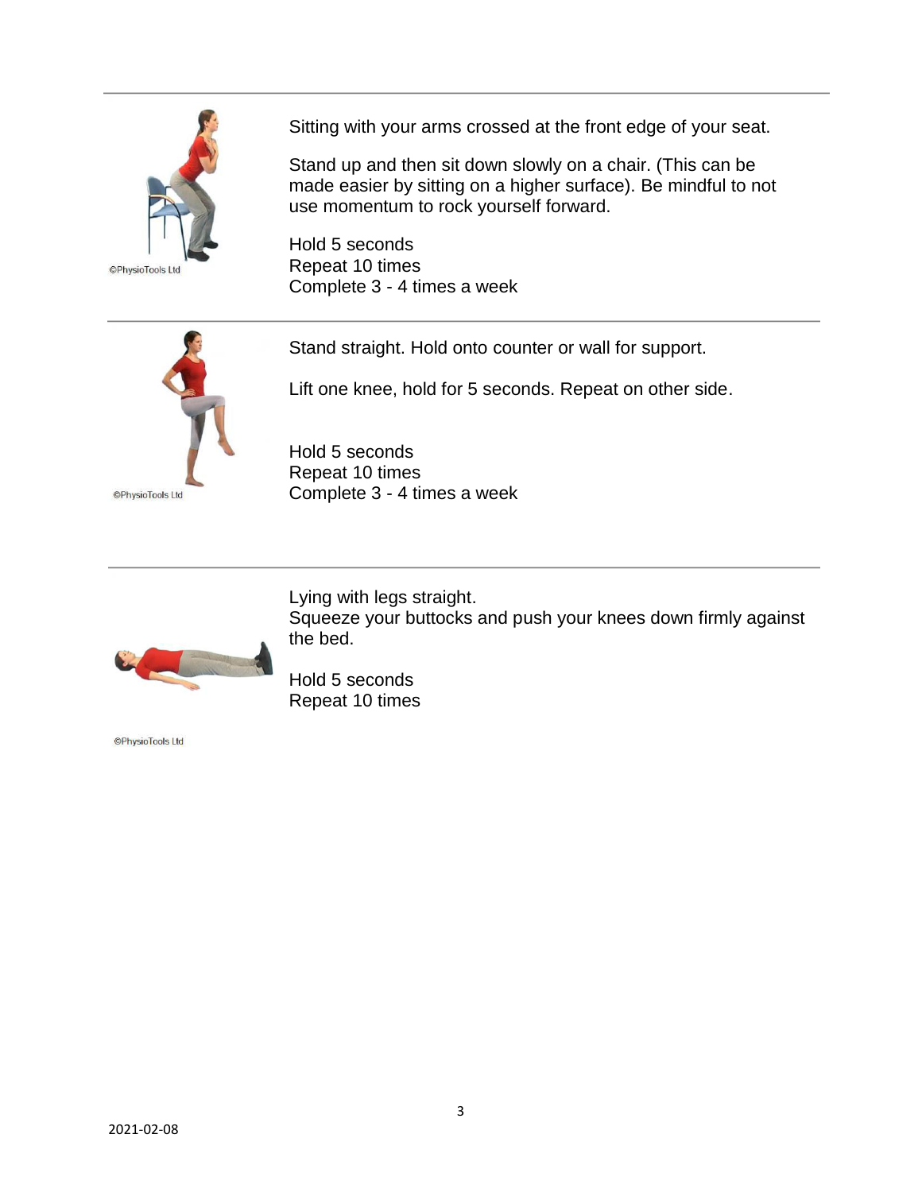---

©PhysioTools Ltd

Sitting with your arms crossed at the front edge of your seat.

Stand up and then sit down slowly on a chair. (This can be made easier by sitting on a higher surface). Be mindful to not use momentum to rock yourself forward.

Hold 5 seconds  
Repeat 10 times  
Complete 3 - 4 times a week

---

©PhysioTools Ltd

Stand straight. Hold onto counter or wall for support.

Lift one knee, hold for 5 seconds. Repeat on other side.

Hold 5 seconds  
Repeat 10 times  
Complete 3 - 4 times a week

---

Lying with legs straight.  
Squeeze your buttocks and push your knees down firmly against the bed.

Hold 5 seconds  
Repeat 10 times

©PhysioTools Ltd

2021-02-08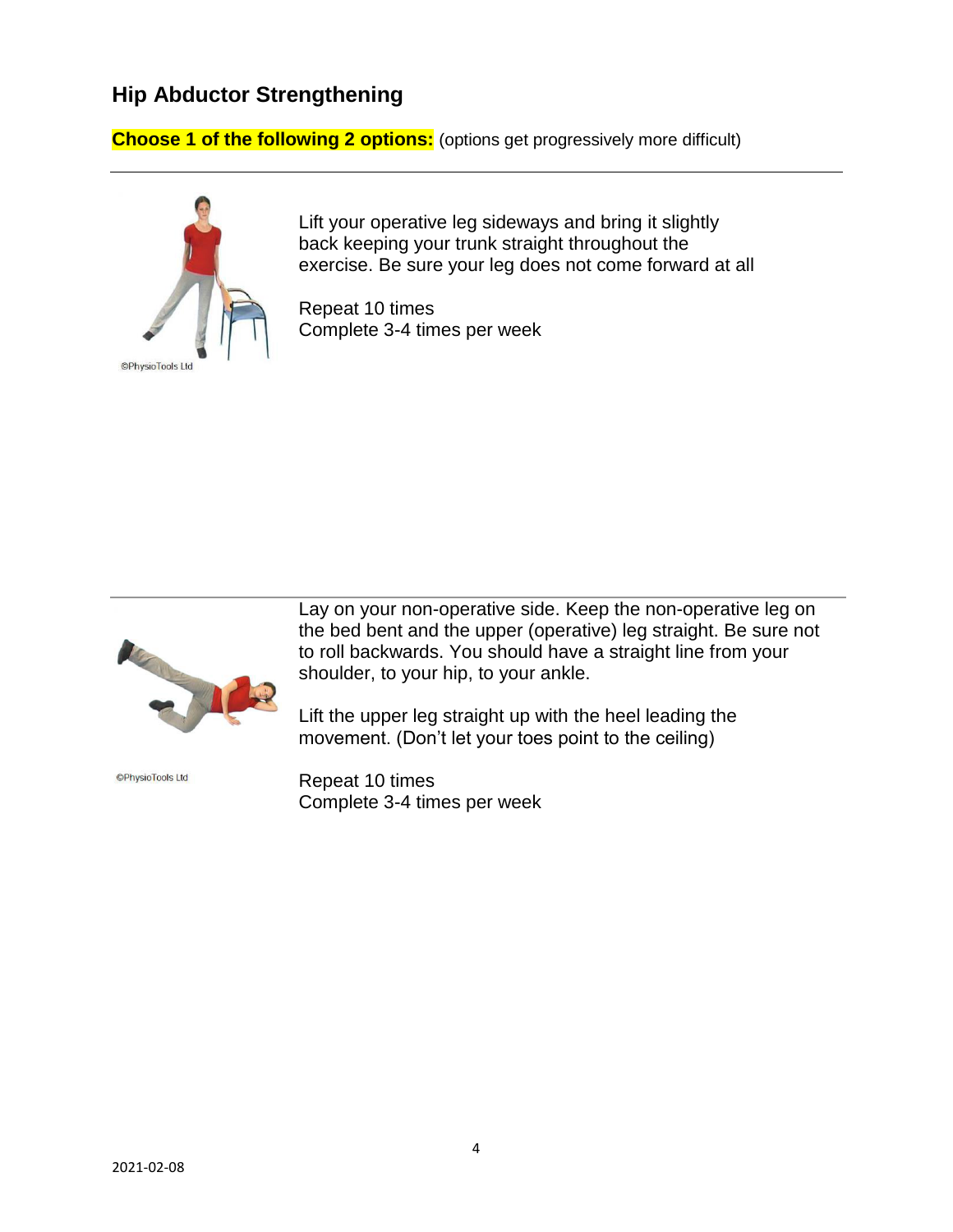## Hip Abductor Strengthening

**Choose 1 of the following 2 options:** (options get progressively more difficult)

---

©PhysioTools Ltd

Lift your operative leg sideways and bring it slightly back keeping your trunk straight throughout the exercise. Be sure your leg does not come forward at all

Repeat 10 times
Complete 3-4 times per week

---

©PhysioTools Ltd

Lay on your non-operative side. Keep the non-operative leg on the bed bent and the upper (operative) leg straight. Be sure not to roll backwards. You should have a straight line from your shoulder, to your hip, to your ankle.

Lift the upper leg straight up with the heel leading the movement. (Don't let your toes point to the ceiling)

Repeat 10 times
Complete 3-4 times per week

2021-02-08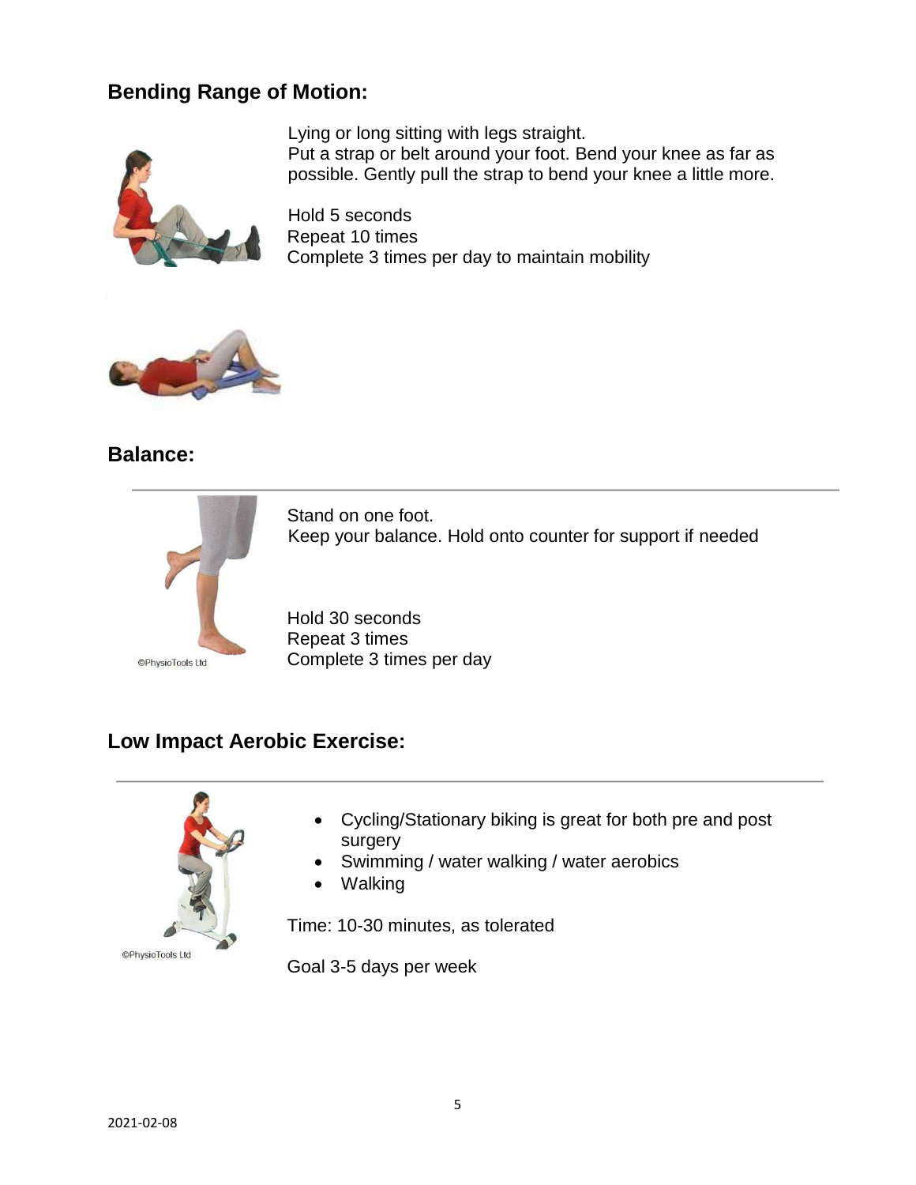## Bending Range of Motion:

Lying or long sitting with legs straight.
Put a strap or belt around your foot. Bend your knee as far as possible. Gently pull the strap to bend your knee a little more.

Hold 5 seconds
Repeat 10 times
Complete 3 times per day to maintain mobility

## Balance:

Stand on one foot.
Keep your balance. Hold onto counter for support if needed

Hold 30 seconds
Repeat 3 times
Complete 3 times per day

©PhysioTools Ltd

## Low Impact Aerobic Exercise:

- Cycling/Stationary biking is great for both pre and post surgery
- Swimming / water walking / water aerobics
- Walking

Time: 10-30 minutes, as tolerated

Goal 3-5 days per week

©PhysioTools Ltd

2021-02-08